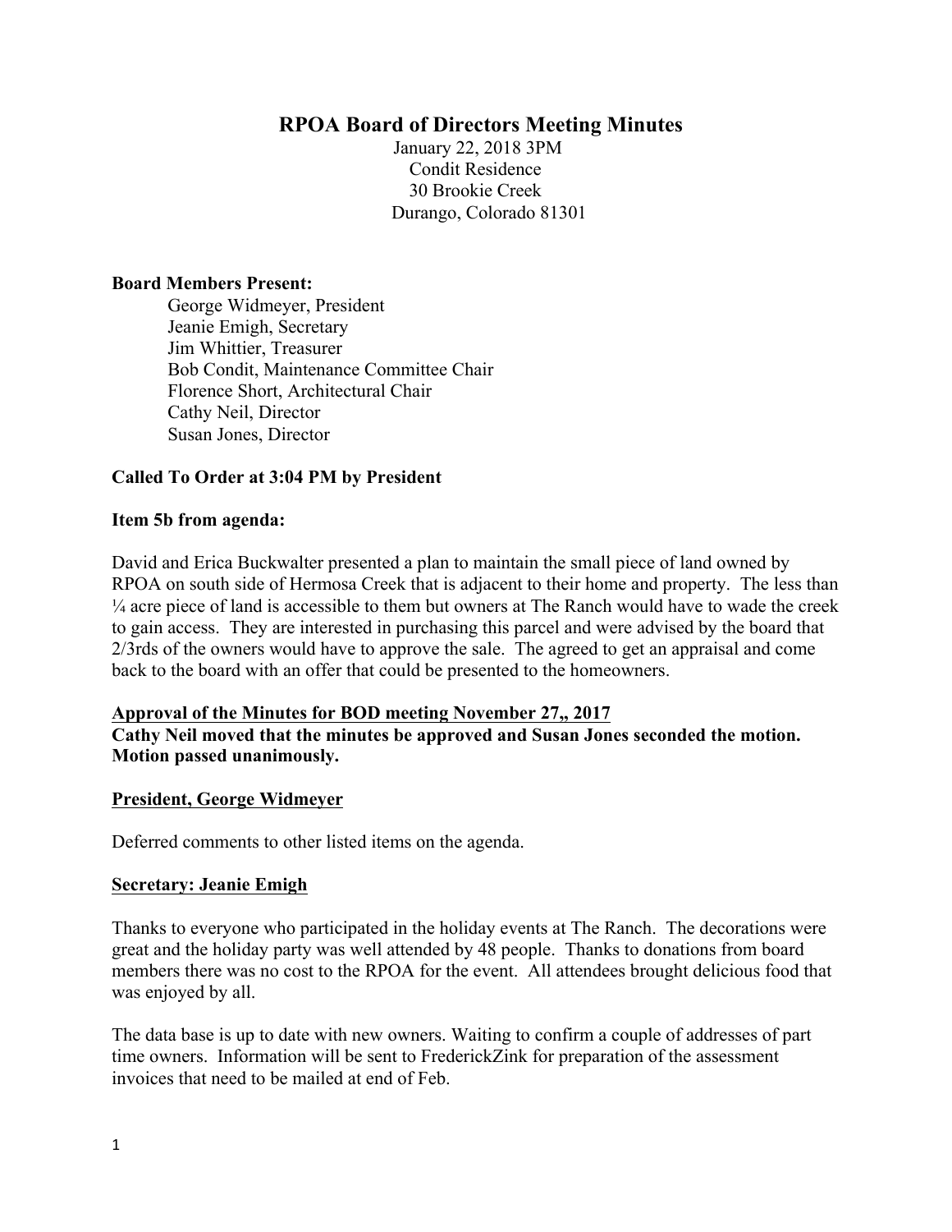# RPOA Board of Directors Meeting Minutes

January 22, 2018 3PM
Condit Residence
30 Brookie Creek
Durango, Colorado 81301

**Board Members Present:**

George Widmeyer, President
Jeanie Emigh, Secretary
Jim Whittier, Treasurer
Bob Condit, Maintenance Committee Chair
Florence Short, Architectural Chair
Cathy Neil, Director
Susan Jones, Director

**Called To Order at 3:04 PM by President**

**Item 5b from agenda:**

David and Erica Buckwalter presented a plan to maintain the small piece of land owned by RPOA on south side of Hermosa Creek that is adjacent to their home and property. The less than ¼ acre piece of land is accessible to them but owners at The Ranch would have to wade the creek to gain access. They are interested in purchasing this parcel and were advised by the board that 2/3rds of the owners would have to approve the sale. The agreed to get an appraisal and come back to the board with an offer that could be presented to the homeowners.

**Approval of the Minutes for BOD meeting November 27,, 2017**
**Cathy Neil moved that the minutes be approved and Susan Jones seconded the motion. Motion passed unanimously.**

**President, George Widmeyer**

Deferred comments to other listed items on the agenda.

**Secretary: Jeanie Emigh**

Thanks to everyone who participated in the holiday events at The Ranch. The decorations were great and the holiday party was well attended by 48 people. Thanks to donations from board members there was no cost to the RPOA for the event. All attendees brought delicious food that was enjoyed by all.

The data base is up to date with new owners. Waiting to confirm a couple of addresses of part time owners. Information will be sent to FrederickZink for preparation of the assessment invoices that need to be mailed at end of Feb.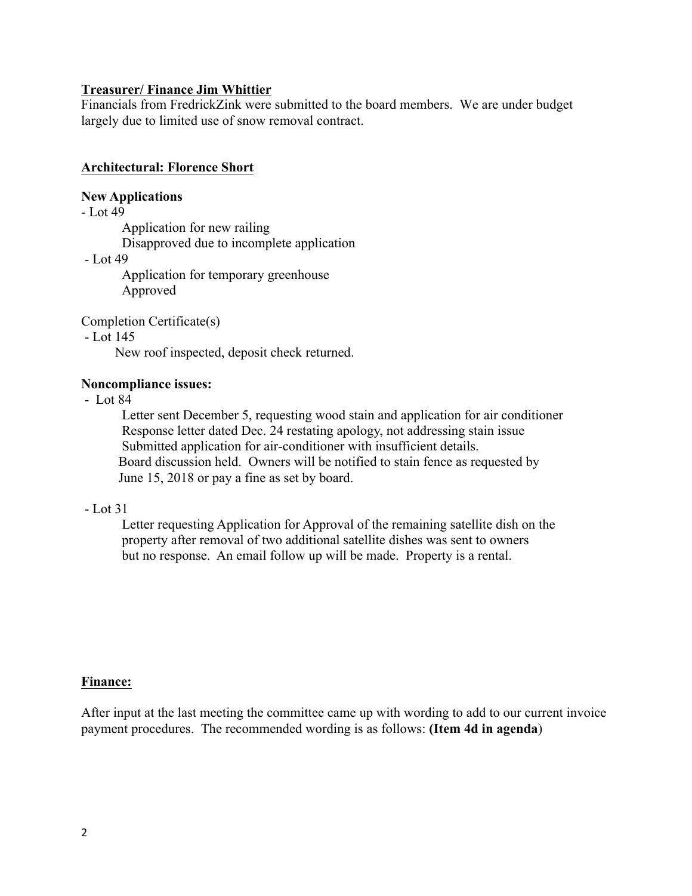**<u>Treasurer/ Finance Jim Whittier</u>**

Financials from FredrickZink were submitted to the board members. We are under budget largely due to limited use of snow removal contract.

**<u>Architectural: Florence Short</u>**

**New Applications**

- Lot 49
  - Application for new railing
  - Disapproved due to incomplete application
- Lot 49
  - Application for temporary greenhouse
  - Approved

Completion Certificate(s)

- Lot 145
  - New roof inspected, deposit check returned.

**Noncompliance issues:**

- Lot 84
  - Letter sent December 5, requesting wood stain and application for air conditioner
  - Response letter dated Dec. 24 restating apology, not addressing stain issue
  - Submitted application for air-conditioner with insufficient details.
  - Board discussion held. Owners will be notified to stain fence as requested by June 15, 2018 or pay a fine as set by board.

- Lot 31
  - Letter requesting Application for Approval of the remaining satellite dish on the property after removal of two additional satellite dishes was sent to owners but no response. An email follow up will be made. Property is a rental.

**<u>Finance:</u>**

After input at the last meeting the committee came up with wording to add to our current invoice payment procedures. The recommended wording is as follows: **(Item 4d in agenda**)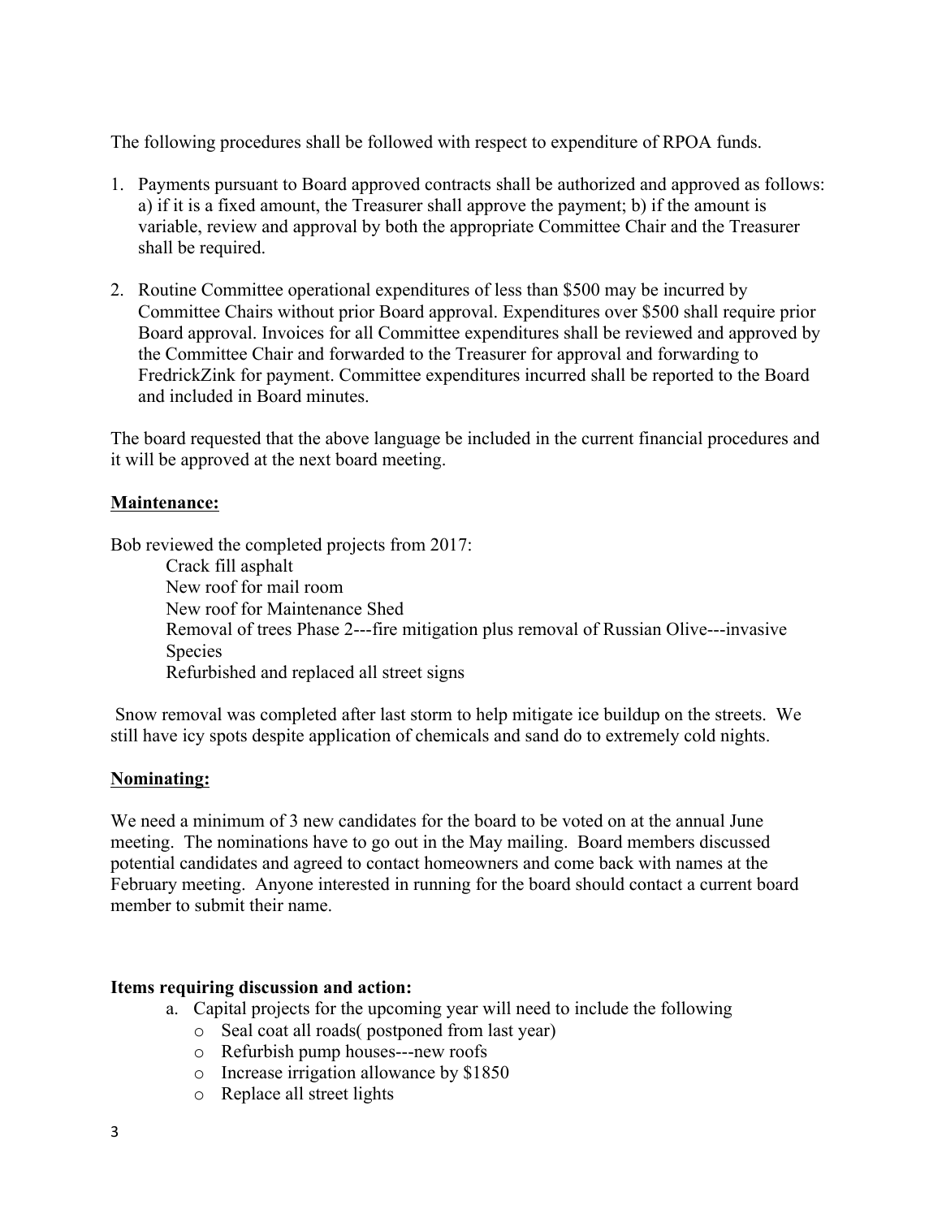The following procedures shall be followed with respect to expenditure of RPOA funds.

1. Payments pursuant to Board approved contracts shall be authorized and approved as follows: a) if it is a fixed amount, the Treasurer shall approve the payment; b) if the amount is variable, review and approval by both the appropriate Committee Chair and the Treasurer shall be required.
2. Routine Committee operational expenditures of less than $500 may be incurred by Committee Chairs without prior Board approval. Expenditures over $500 shall require prior Board approval. Invoices for all Committee expenditures shall be reviewed and approved by the Committee Chair and forwarded to the Treasurer for approval and forwarding to FredrickZink for payment. Committee expenditures incurred shall be reported to the Board and included in Board minutes.

The board requested that the above language be included in the current financial procedures and it will be approved at the next board meeting.

**Maintenance:**

Bob reviewed the completed projects from 2017:

- Crack fill asphalt
- New roof for mail room
- New roof for Maintenance Shed
- Removal of trees Phase 2---fire mitigation plus removal of Russian Olive---invasive Species
- Refurbished and replaced all street signs

Snow removal was completed after last storm to help mitigate ice buildup on the streets. We still have icy spots despite application of chemicals and sand do to extremely cold nights.

**Nominating:**

We need a minimum of 3 new candidates for the board to be voted on at the annual June meeting. The nominations have to go out in the May mailing. Board members discussed potential candidates and agreed to contact homeowners and come back with names at the February meeting. Anyone interested in running for the board should contact a current board member to submit their name.

**Items requiring discussion and action:**

a. Capital projects for the upcoming year will need to include the following
   - Seal coat all roads( postponed from last year)
   - Refurbish pump houses---new roofs
   - Increase irrigation allowance by $1850
   - Replace all street lights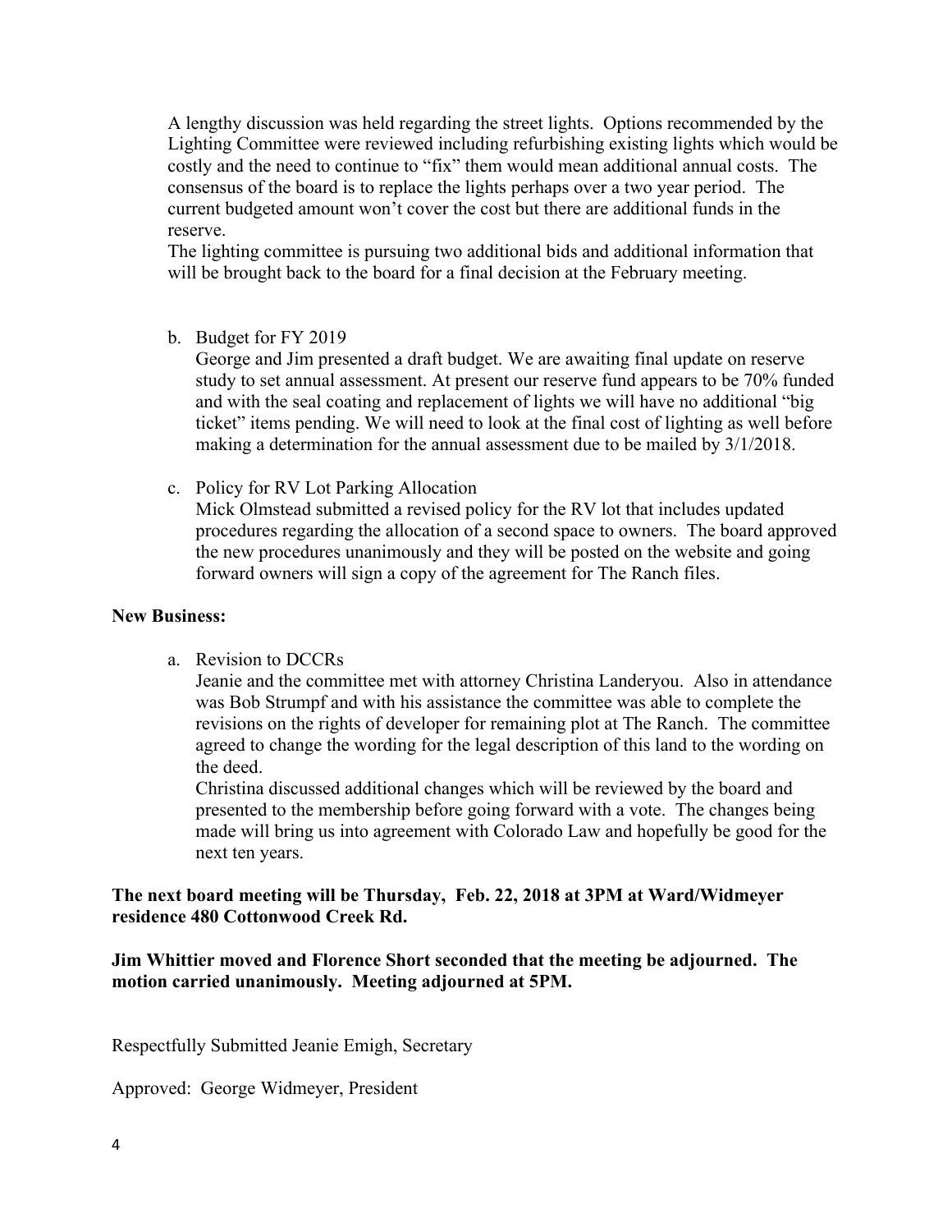A lengthy discussion was held regarding the street lights. Options recommended by the Lighting Committee were reviewed including refurbishing existing lights which would be costly and the need to continue to "fix" them would mean additional annual costs. The consensus of the board is to replace the lights perhaps over a two year period. The current budgeted amount won't cover the cost but there are additional funds in the reserve.
The lighting committee is pursuing two additional bids and additional information that will be brought back to the board for a final decision at the February meeting.

b. Budget for FY 2019
   George and Jim presented a draft budget. We are awaiting final update on reserve study to set annual assessment. At present our reserve fund appears to be 70% funded and with the seal coating and replacement of lights we will have no additional "big ticket" items pending. We will need to look at the final cost of lighting as well before making a determination for the annual assessment due to be mailed by 3/1/2018.

c. Policy for RV Lot Parking Allocation
   Mick Olmstead submitted a revised policy for the RV lot that includes updated procedures regarding the allocation of a second space to owners. The board approved the new procedures unanimously and they will be posted on the website and going forward owners will sign a copy of the agreement for The Ranch files.

**New Business:**

a. Revision to DCCRs
   Jeanie and the committee met with attorney Christina Landeryou. Also in attendance was Bob Strumpf and with his assistance the committee was able to complete the revisions on the rights of developer for remaining plot at The Ranch. The committee agreed to change the wording for the legal description of this land to the wording on the deed.
   Christina discussed additional changes which will be reviewed by the board and presented to the membership before going forward with a vote. The changes being made will bring us into agreement with Colorado Law and hopefully be good for the next ten years.

**The next board meeting will be Thursday, Feb. 22, 2018 at 3PM at Ward/Widmeyer residence 480 Cottonwood Creek Rd.**

**Jim Whittier moved and Florence Short seconded that the meeting be adjourned. The motion carried unanimously. Meeting adjourned at 5PM.**

Respectfully Submitted Jeanie Emigh, Secretary

Approved: George Widmeyer, President